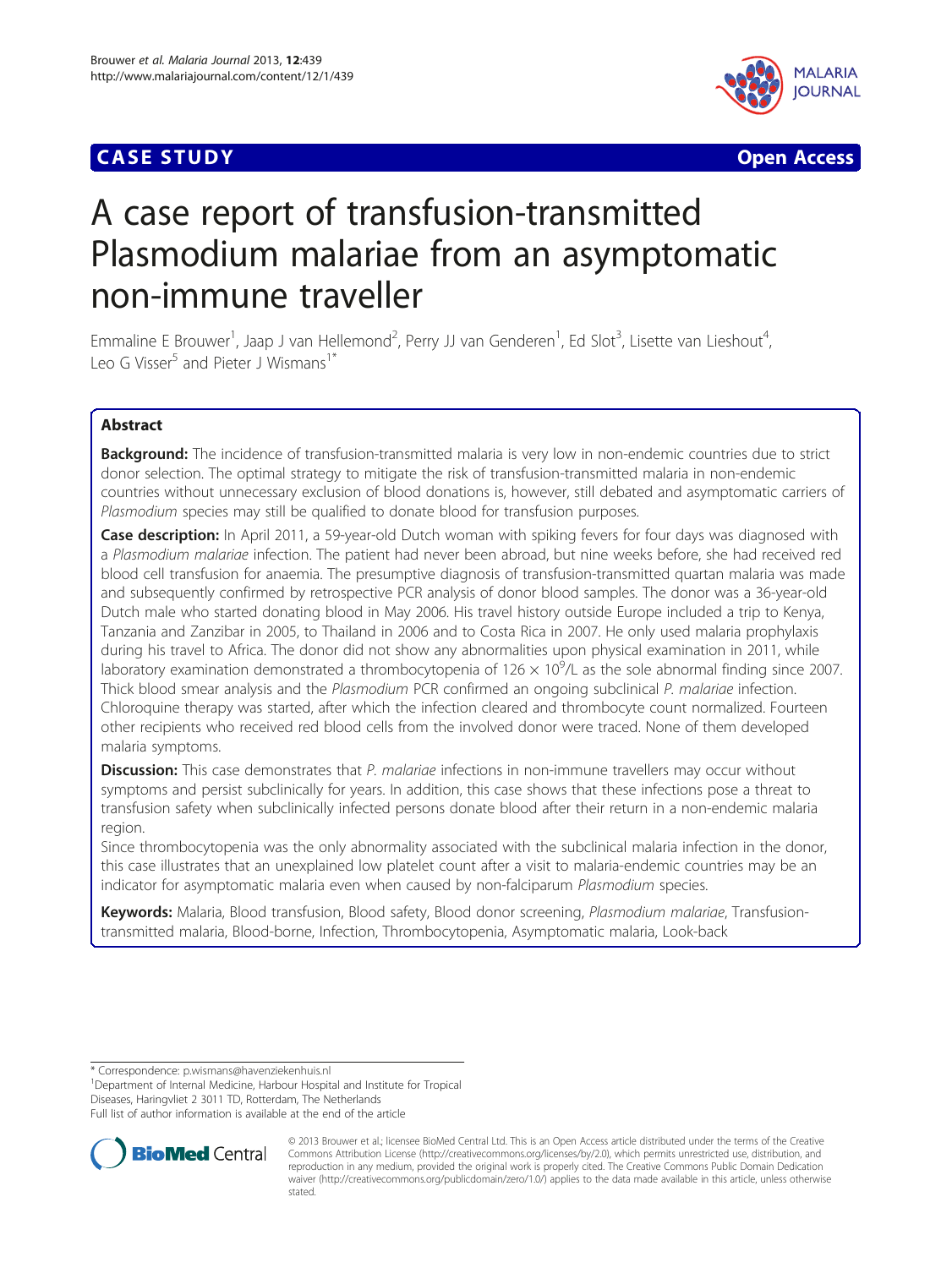**CASE STUDY** **Open Access**

# A case report of transfusion-transmitted Plasmodium malariae from an asymptomatic non-immune traveller

Emmaline E Brouwer[1], Jaap J van Hellemond[2], Perry JJ van Genderen[1], Ed Slot[3], Lisette van Lieshout[4], Leo G Visser[5] and Pieter J Wismans[1*]

## Abstract

**Background:** The incidence of transfusion-transmitted malaria is very low in non-endemic countries due to strict donor selection. The optimal strategy to mitigate the risk of transfusion-transmitted malaria in non-endemic countries without unnecessary exclusion of blood donations is, however, still debated and asymptomatic carriers of *Plasmodium* species may still be qualified to donate blood for transfusion purposes.

**Case description:** In April 2011, a 59-year-old Dutch woman with spiking fevers for four days was diagnosed with a *Plasmodium malariae* infection. The patient had never been abroad, but nine weeks before, she had received red blood cell transfusion for anaemia. The presumptive diagnosis of transfusion-transmitted quartan malaria was made and subsequently confirmed by retrospective PCR analysis of donor blood samples. The donor was a 36-year-old Dutch male who started donating blood in May 2006. His travel history outside Europe included a trip to Kenya, Tanzania and Zanzibar in 2005, to Thailand in 2006 and to Costa Rica in 2007. He only used malaria prophylaxis during his travel to Africa. The donor did not show any abnormalities upon physical examination in 2011, while laboratory examination demonstrated a thrombocytopenia of $126 \times 10^9$/L as the sole abnormal finding since 2007. Thick blood smear analysis and the *Plasmodium* PCR confirmed an ongoing subclinical *P. malariae* infection. Chloroquine therapy was started, after which the infection cleared and thrombocyte count normalized. Fourteen other recipients who received red blood cells from the involved donor were traced. None of them developed malaria symptoms.

**Discussion:** This case demonstrates that *P. malariae* infections in non-immune travellers may occur without symptoms and persist subclinically for years. In addition, this case shows that these infections pose a threat to transfusion safety when subclinically infected persons donate blood after their return in a non-endemic malaria region.

Since thrombocytopenia was the only abnormality associated with the subclinical malaria infection in the donor, this case illustrates that an unexplained low platelet count after a visit to malaria-endemic countries may be an indicator for asymptomatic malaria even when caused by non-falciparum *Plasmodium* species.

**Keywords:** Malaria, Blood transfusion, Blood safety, Blood donor screening, *Plasmodium malariae*, Transfusion-transmitted malaria, Blood-borne, Infection, Thrombocytopenia, Asymptomatic malaria, Look-back

---

\* Correspondence: p.wismans@havenziekenhuis.nl
[1]Department of Internal Medicine, Harbour Hospital and Institute for Tropical Diseases, Haringvliet 2 3011 TD, Rotterdam, The Netherlands
Full list of author information is available at the end of the article

© 2013 Brouwer et al.; licensee BioMed Central Ltd. This is an Open Access article distributed under the terms of the Creative Commons Attribution License (http://creativecommons.org/licenses/by/2.0), which permits unrestricted use, distribution, and reproduction in any medium, provided the original work is properly cited. The Creative Commons Public Domain Dedication waiver (http://creativecommons.org/publicdomain/zero/1.0/) applies to the data made available in this article, unless otherwise stated.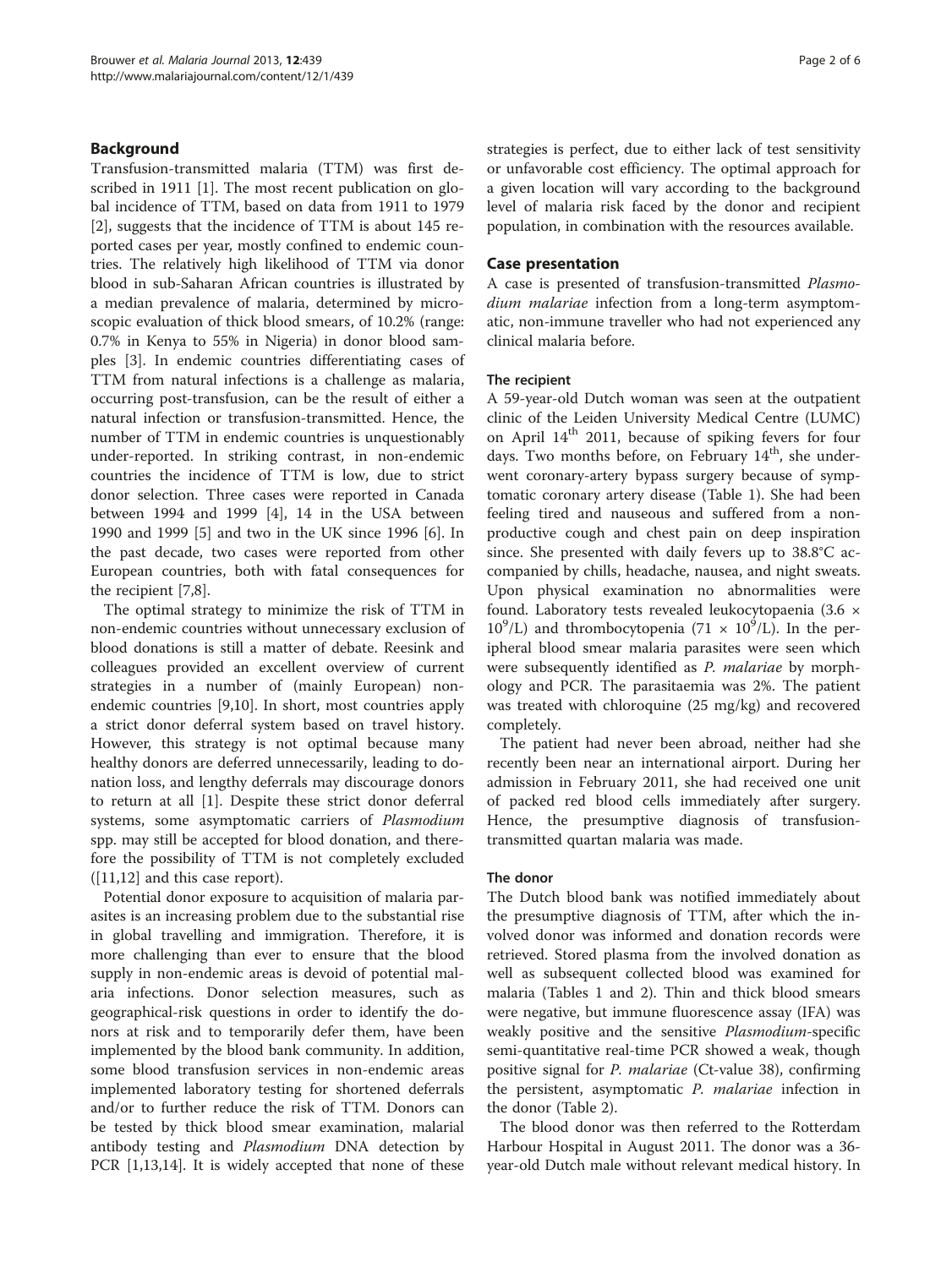## Background

Transfusion-transmitted malaria (TTM) was first described in 1911 [1]. The most recent publication on global incidence of TTM, based on data from 1911 to 1979 [2], suggests that the incidence of TTM is about 145 reported cases per year, mostly confined to endemic countries. The relatively high likelihood of TTM via donor blood in sub-Saharan African countries is illustrated by a median prevalence of malaria, determined by microscopic evaluation of thick blood smears, of 10.2% (range: 0.7% in Kenya to 55% in Nigeria) in donor blood samples [3]. In endemic countries differentiating cases of TTM from natural infections is a challenge as malaria, occurring post-transfusion, can be the result of either a natural infection or transfusion-transmitted. Hence, the number of TTM in endemic countries is unquestionably under-reported. In striking contrast, in non-endemic countries the incidence of TTM is low, due to strict donor selection. Three cases were reported in Canada between 1994 and 1999 [4], 14 in the USA between 1990 and 1999 [5] and two in the UK since 1996 [6]. In the past decade, two cases were reported from other European countries, both with fatal consequences for the recipient [7,8].

The optimal strategy to minimize the risk of TTM in non-endemic countries without unnecessary exclusion of blood donations is still a matter of debate. Reesink and colleagues provided an excellent overview of current strategies in a number of (mainly European) non-endemic countries [9,10]. In short, most countries apply a strict donor deferral system based on travel history. However, this strategy is not optimal because many healthy donors are deferred unnecessarily, leading to donation loss, and lengthy deferrals may discourage donors to return at all [1]. Despite these strict donor deferral systems, some asymptomatic carriers of *Plasmodium* spp. may still be accepted for blood donation, and therefore the possibility of TTM is not completely excluded ([11,12] and this case report).

Potential donor exposure to acquisition of malaria parasites is an increasing problem due to the substantial rise in global travelling and immigration. Therefore, it is more challenging than ever to ensure that the blood supply in non-endemic areas is devoid of potential malaria infections. Donor selection measures, such as geographical-risk questions in order to identify the donors at risk and to temporarily defer them, have been implemented by the blood bank community. In addition, some blood transfusion services in non-endemic areas implemented laboratory testing for shortened deferrals and/or to further reduce the risk of TTM. Donors can be tested by thick blood smear examination, malarial antibody testing and *Plasmodium* DNA detection by PCR [1,13,14]. It is widely accepted that none of these strategies is perfect, due to either lack of test sensitivity or unfavorable cost efficiency. The optimal approach for a given location will vary according to the background level of malaria risk faced by the donor and recipient population, in combination with the resources available.

## Case presentation

A case is presented of transfusion-transmitted *Plasmodium malariae* infection from a long-term asymptomatic, non-immune traveller who had not experienced any clinical malaria before.

### The recipient

A 59-year-old Dutch woman was seen at the outpatient clinic of the Leiden University Medical Centre (LUMC) on April 14th 2011, because of spiking fevers for four days. Two months before, on February 14th, she underwent coronary-artery bypass surgery because of symptomatic coronary artery disease (Table 1). She had been feeling tired and nauseous and suffered from a non-productive cough and chest pain on deep inspiration since. She presented with daily fevers up to 38.8°C accompanied by chills, headache, nausea, and night sweats. Upon physical examination no abnormalities were found. Laboratory tests revealed leukocytopaenia ($3.6 \times 10^9$/L) and thrombocytopenia ($71 \times 10^9$/L). In the peripheral blood smear malaria parasites were seen which were subsequently identified as *P. malariae* by morphology and PCR. The parasitaemia was 2%. The patient was treated with chloroquine (25 mg/kg) and recovered completely.

The patient had never been abroad, neither had she recently been near an international airport. During her admission in February 2011, she had received one unit of packed red blood cells immediately after surgery. Hence, the presumptive diagnosis of transfusion-transmitted quartan malaria was made.

### The donor

The Dutch blood bank was notified immediately about the presumptive diagnosis of TTM, after which the involved donor was informed and donation records were retrieved. Stored plasma from the involved donation as well as subsequent collected blood was examined for malaria (Tables 1 and 2). Thin and thick blood smears were negative, but immune fluorescence assay (IFA) was weakly positive and the sensitive *Plasmodium*-specific semi-quantitative real-time PCR showed a weak, though positive signal for *P. malariae* (Ct-value 38), confirming the persistent, asymptomatic *P. malariae* infection in the donor (Table 2).

The blood donor was then referred to the Rotterdam Harbour Hospital in August 2011. The donor was a 36-year-old Dutch male without relevant medical history. In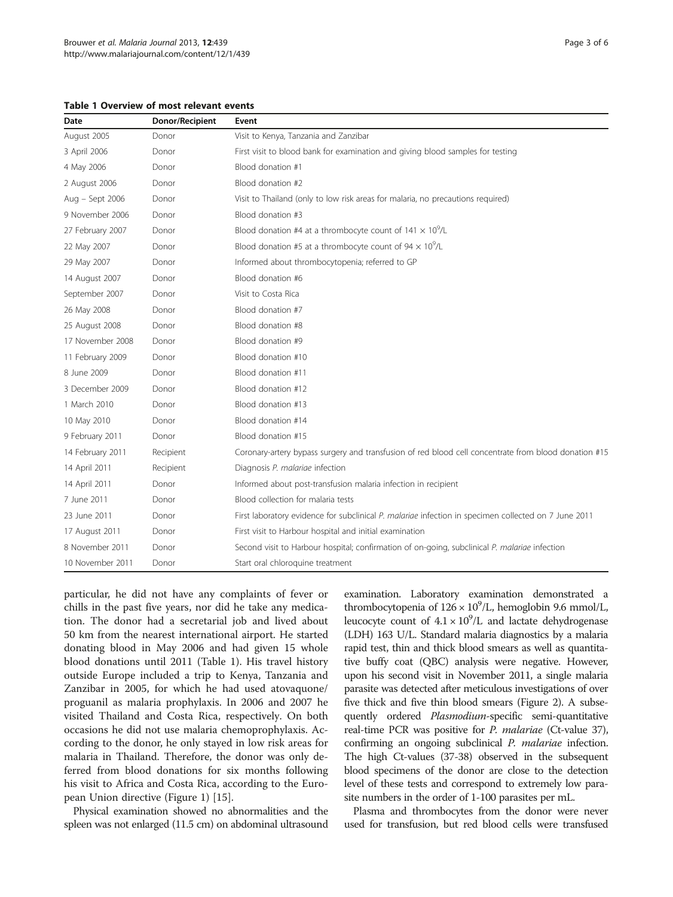**Table 1 Overview of most relevant events**

| Date | Donor/Recipient | Event |
|---|---|---|
| August 2005 | Donor | Visit to Kenya, Tanzania and Zanzibar |
| 3 April 2006 | Donor | First visit to blood bank for examination and giving blood samples for testing |
| 4 May 2006 | Donor | Blood donation #1 |
| 2 August 2006 | Donor | Blood donation #2 |
| Aug – Sept 2006 | Donor | Visit to Thailand (only to low risk areas for malaria, no precautions required) |
| 9 November 2006 | Donor | Blood donation #3 |
| 27 February 2007 | Donor | Blood donation #4 at a thrombocyte count of $141 \times 10^9$/L |
| 22 May 2007 | Donor | Blood donation #5 at a thrombocyte count of $94 \times 10^9$/L |
| 29 May 2007 | Donor | Informed about thrombocytopenia; referred to GP |
| 14 August 2007 | Donor | Blood donation #6 |
| September 2007 | Donor | Visit to Costa Rica |
| 26 May 2008 | Donor | Blood donation #7 |
| 25 August 2008 | Donor | Blood donation #8 |
| 17 November 2008 | Donor | Blood donation #9 |
| 11 February 2009 | Donor | Blood donation #10 |
| 8 June 2009 | Donor | Blood donation #11 |
| 3 December 2009 | Donor | Blood donation #12 |
| 1 March 2010 | Donor | Blood donation #13 |
| 10 May 2010 | Donor | Blood donation #14 |
| 9 February 2011 | Donor | Blood donation #15 |
| 14 February 2011 | Recipient | Coronary-artery bypass surgery and transfusion of red blood cell concentrate from blood donation #15 |
| 14 April 2011 | Recipient | Diagnosis *P. malariae* infection |
| 14 April 2011 | Donor | Informed about post-transfusion malaria infection in recipient |
| 7 June 2011 | Donor | Blood collection for malaria tests |
| 23 June 2011 | Donor | First laboratory evidence for subclinical *P. malariae* infection in specimen collected on 7 June 2011 |
| 17 August 2011 | Donor | First visit to Harbour hospital and initial examination |
| 8 November 2011 | Donor | Second visit to Harbour hospital; confirmation of on-going, subclinical *P. malariae* infection |
| 10 November 2011 | Donor | Start oral chloroquine treatment |

particular, he did not have any complaints of fever or chills in the past five years, nor did he take any medication. The donor had a secretarial job and lived about 50 km from the nearest international airport. He started donating blood in May 2006 and had given 15 whole blood donations until 2011 (Table 1). His travel history outside Europe included a trip to Kenya, Tanzania and Zanzibar in 2005, for which he had used atovaquone/proguanil as malaria prophylaxis. In 2006 and 2007 he visited Thailand and Costa Rica, respectively. On both occasions he did not use malaria chemoprophylaxis. According to the donor, he only stayed in low risk areas for malaria in Thailand. Therefore, the donor was only deferred from blood donations for six months following his visit to Africa and Costa Rica, according to the European Union directive (Figure 1) [15].

Physical examination showed no abnormalities and the spleen was not enlarged (11.5 cm) on abdominal ultrasound examination. Laboratory examination demonstrated a thrombocytopenia of $126 \times 10^9$/L, hemoglobin 9.6 mmol/L, leucocyte count of $4.1 \times 10^9$/L and lactate dehydrogenase (LDH) 163 U/L. Standard malaria diagnostics by a malaria rapid test, thin and thick blood smears as well as quantitative buffy coat (QBC) analysis were negative. However, upon his second visit in November 2011, a single malaria parasite was detected after meticulous investigations of over five thick and five thin blood smears (Figure 2). A subsequently ordered *Plasmodium*-specific semi-quantitative real-time PCR was positive for *P. malariae* (Ct-value 37), confirming an ongoing subclinical *P. malariae* infection. The high Ct-values (37-38) observed in the subsequent blood specimens of the donor are close to the detection level of these tests and correspond to extremely low parasite numbers in the order of 1-100 parasites per mL.

Plasma and thrombocytes from the donor were never used for transfusion, but red blood cells were transfused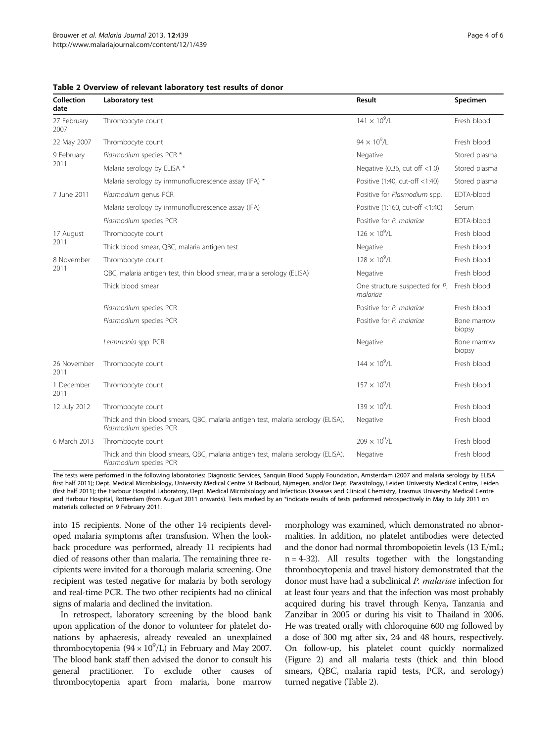**Table 2 Overview of relevant laboratory test results of donor**

| Collection date | Laboratory test | Result | Specimen |
|---|---|---|---|
| 27 February 2007 | Thrombocyte count | $141 \times 10^9$/L | Fresh blood |
| 22 May 2007 | Thrombocyte count | $94 \times 10^9$/L | Fresh blood |
| 9 February 2011 | *Plasmodium* species PCR * | Negative | Stored plasma |
| | Malaria serology by ELISA * | Negative (0.36, cut off <1.0) | Stored plasma |
| | Malaria serology by immunofluorescence assay (IFA) * | Positive (1:40, cut-off <1:40) | Stored plasma |
| 7 June 2011 | *Plasmodium* genus PCR | Positive for *Plasmodium* spp. | EDTA-blood |
| | Malaria serology by immunofluorescence assay (IFA) | Positive (1:160, cut-off <1:40) | Serum |
| | *Plasmodium* species PCR | Positive for *P. malariae* | EDTA-blood |
| 17 August 2011 | Thrombocyte count | $126 \times 10^9$/L | Fresh blood |
| | Thick blood smear, QBC, malaria antigen test | Negative | Fresh blood |
| 8 November 2011 | Thrombocyte count | $128 \times 10^9$/L | Fresh blood |
| | QBC, malaria antigen test, thin blood smear, malaria serology (ELISA) | Negative | Fresh blood |
| | Thick blood smear | One structure suspected for *P. malariae* | Fresh blood |
| | *Plasmodium* species PCR | Positive for *P. malariae* | Fresh blood |
| | *Plasmodium* species PCR | Positive for *P. malariae* | Bone marrow biopsy |
| | *Leishmania* spp. PCR | Negative | Bone marrow biopsy |
| 26 November 2011 | Thrombocyte count | $144 \times 10^9$/L | Fresh blood |
| 1 December 2011 | Thrombocyte count | $157 \times 10^9$/L | Fresh blood |
| 12 July 2012 | Thrombocyte count | $139 \times 10^9$/L | Fresh blood |
| | Thick and thin blood smears, QBC, malaria antigen test, malaria serology (ELISA), *Plasmodium* species PCR | Negative | Fresh blood |
| 6 March 2013 | Thrombocyte count | $209 \times 10^9$/L | Fresh blood |
| | Thick and thin blood smears, QBC, malaria antigen test, malaria serology (ELISA), *Plasmodium* species PCR | Negative | Fresh blood |

The tests were performed in the following laboratories: Diagnostic Services, Sanquin Blood Supply Foundation, Amsterdam (2007 and malaria serology by ELISA first half 2011); Dept. Medical Microbiology, University Medical Centre St Radboud, Nijmegen, and/or Dept. Parasitology, Leiden University Medical Centre, Leiden (first half 2011); the Harbour Hospital Laboratory, Dept. Medical Microbiology and Infectious Diseases and Clinical Chemistry, Erasmus University Medical Centre and Harbour Hospital, Rotterdam (from August 2011 onwards). Tests marked by an *indicate results of tests performed retrospectively in May to July 2011 on materials collected on 9 February 2011.

into 15 recipients. None of the other 14 recipients developed malaria symptoms after transfusion. When the lookback procedure was performed, already 11 recipients had died of reasons other than malaria. The remaining three recipients were invited for a thorough malaria screening. One recipient was tested negative for malaria by both serology and real-time PCR. The two other recipients had no clinical signs of malaria and declined the invitation.

In retrospect, laboratory screening by the blood bank upon application of the donor to volunteer for platelet donations by aphaeresis, already revealed an unexplained thrombocytopenia ($94 \times 10^9$/L) in February and May 2007. The blood bank staff then advised the donor to consult his general practitioner. To exclude other causes of thrombocytopenia apart from malaria, bone marrow morphology was examined, which demonstrated no abnormalities. In addition, no platelet antibodies were detected and the donor had normal thrombopoietin levels (13 E/mL; n = 4-32). All results together with the longstanding thrombocytopenia and travel history demonstrated that the donor must have had a subclinical *P. malariae* infection for at least four years and that the infection was most probably acquired during his travel through Kenya, Tanzania and Zanzibar in 2005 or during his visit to Thailand in 2006. He was treated orally with chloroquine 600 mg followed by a dose of 300 mg after six, 24 and 48 hours, respectively. On follow-up, his platelet count quickly normalized (Figure 2) and all malaria tests (thick and thin blood smears, QBC, malaria rapid tests, PCR, and serology) turned negative (Table 2).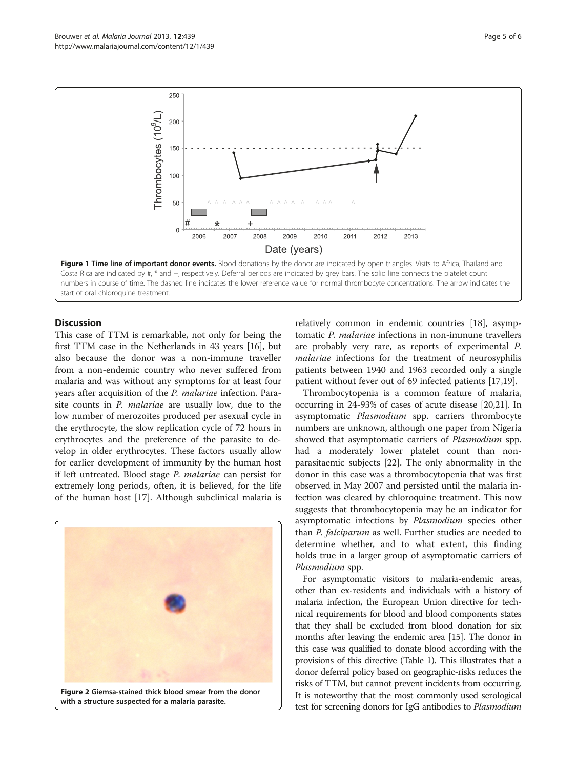**Figure 1 Time line of important donor events.** Blood donations by the donor are indicated by open triangles. Visits to Africa, Thailand and Costa Rica are indicated by #, * and +, respectively. Deferral periods are indicated by grey bars. The solid line connects the platelet count numbers in course of time. The dashed line indicates the lower reference value for normal thrombocyte concentrations. The arrow indicates the start of oral chloroquine treatment.

## Discussion

This case of TTM is remarkable, not only for being the first TTM case in the Netherlands in 43 years [16], but also because the donor was a non-immune traveller from a non-endemic country who never suffered from malaria and was without any symptoms for at least four years after acquisition of the *P. malariae* infection. Parasite counts in *P. malariae* are usually low, due to the low number of merozoites produced per asexual cycle in the erythrocyte, the slow replication cycle of 72 hours in erythrocytes and the preference of the parasite to develop in older erythrocytes. These factors usually allow for earlier development of immunity by the human host if left untreated. Blood stage *P. malariae* can persist for extremely long periods, often, it is believed, for the life of the human host [17]. Although subclinical malaria is relatively common in endemic countries [18], asymptomatic *P. malariae* infections in non-immune travellers are probably very rare, as reports of experimental *P. malariae* infections for the treatment of neurosyphilis patients between 1940 and 1963 recorded only a single patient without fever out of 69 infected patients [17,19].

**Figure 2 Giemsa-stained thick blood smear from the donor with a structure suspected for a malaria parasite.**

Thrombocytopenia is a common feature of malaria, occurring in 24-93% of cases of acute disease [20,21]. In asymptomatic *Plasmodium* spp. carriers thrombocyte numbers are unknown, although one paper from Nigeria showed that asymptomatic carriers of *Plasmodium* spp. had a moderately lower platelet count than non-parasitaemic subjects [22]. The only abnormality in the donor in this case was a thrombocytopenia that was first observed in May 2007 and persisted until the malaria infection was cleared by chloroquine treatment. This now suggests that thrombocytopenia may be an indicator for asymptomatic infections by *Plasmodium* species other than *P. falciparum* as well. Further studies are needed to determine whether, and to what extent, this finding holds true in a larger group of asymptomatic carriers of *Plasmodium* spp.

For asymptomatic visitors to malaria-endemic areas, other than ex-residents and individuals with a history of malaria infection, the European Union directive for technical requirements for blood and blood components states that they shall be excluded from blood donation for six months after leaving the endemic area [15]. The donor in this case was qualified to donate blood according with the provisions of this directive (Table 1). This illustrates that a donor deferral policy based on geographic-risks reduces the risks of TTM, but cannot prevent incidents from occurring. It is noteworthy that the most commonly used serological test for screening donors for IgG antibodies to *Plasmodium*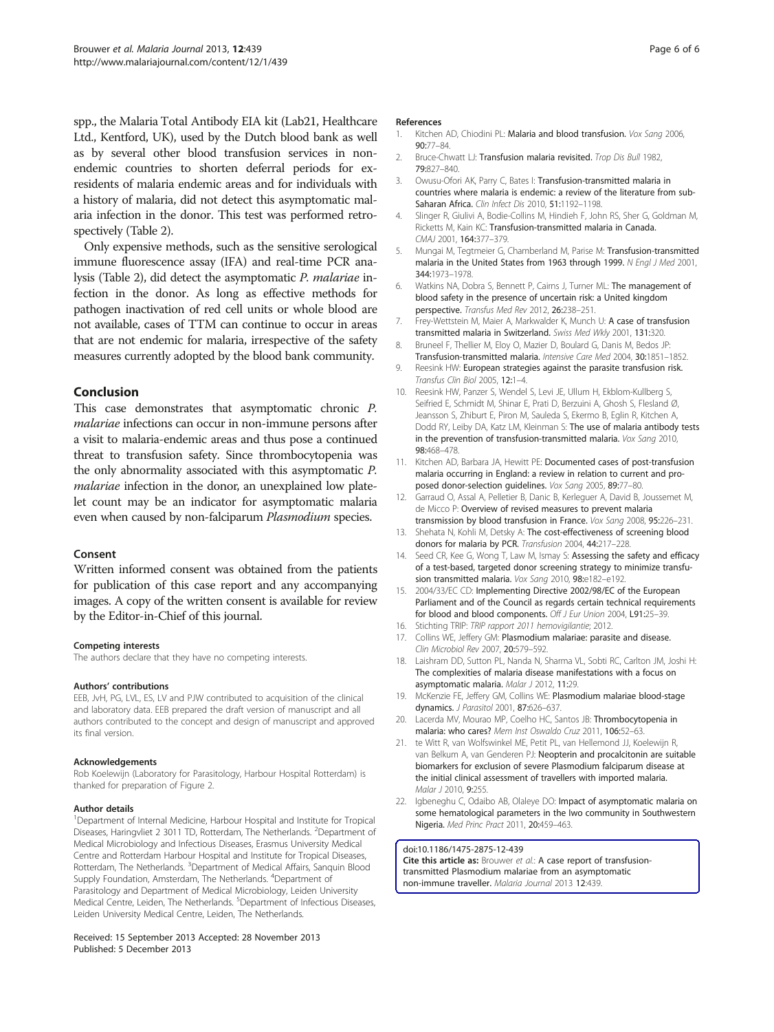spp., the Malaria Total Antibody EIA kit (Lab21, Healthcare Ltd., Kentford, UK), used by the Dutch blood bank as well as by several other blood transfusion services in non-endemic countries to shorten deferral periods for ex-residents of malaria endemic areas and for individuals with a history of malaria, did not detect this asymptomatic malaria infection in the donor. This test was performed retrospectively (Table 2).

Only expensive methods, such as the sensitive serological immune fluorescence assay (IFA) and real-time PCR analysis (Table 2), did detect the asymptomatic *P. malariae* infection in the donor. As long as effective methods for pathogen inactivation of red cell units or whole blood are not available, cases of TTM can continue to occur in areas that are not endemic for malaria, irrespective of the safety measures currently adopted by the blood bank community.

## Conclusion

This case demonstrates that asymptomatic chronic *P. malariae* infections can occur in non-immune persons after a visit to malaria-endemic areas and thus pose a continued threat to transfusion safety. Since thrombocytopenia was the only abnormality associated with this asymptomatic *P. malariae* infection in the donor, an unexplained low platelet count may be an indicator for asymptomatic malaria even when caused by non-falciparum *Plasmodium* species.

### Consent

Written informed consent was obtained from the patients for publication of this case report and any accompanying images. A copy of the written consent is available for review by the Editor-in-Chief of this journal.

#### Competing interests

The authors declare that they have no competing interests.

#### Authors' contributions

EEB, JvH, PG, LVL, ES, LV and PJW contributed to acquisition of the clinical and laboratory data. EEB prepared the draft version of manuscript and all authors contributed to the concept and design of manuscript and approved its final version.

#### Acknowledgements

Rob Koelewijn (Laboratory for Parasitology, Harbour Hospital Rotterdam) is thanked for preparation of Figure 2.

#### Author details

[1]Department of Internal Medicine, Harbour Hospital and Institute for Tropical Diseases, Haringvliet 2 3011 TD, Rotterdam, The Netherlands. [2]Department of Medical Microbiology and Infectious Diseases, Erasmus University Medical Centre and Rotterdam Harbour Hospital and Institute for Tropical Diseases, Rotterdam, The Netherlands. [3]Department of Medical Affairs, Sanquin Blood Supply Foundation, Amsterdam, The Netherlands. [4]Department of Parasitology and Department of Medical Microbiology, Leiden University Medical Centre, Leiden, The Netherlands. [5]Department of Infectious Diseases, Leiden University Medical Centre, Leiden, The Netherlands.

Received: 15 September 2013 Accepted: 28 November 2013
Published: 5 December 2013

#### References

1. Kitchen AD, Chiodini PL: **Malaria and blood transfusion.** *Vox Sang* 2006, **90:**77–84.
2. Bruce-Chwatt LJ: **Transfusion malaria revisited.** *Trop Dis Bull* 1982, **79:**827–840.
3. Owusu-Ofori AK, Parry C, Bates I: **Transfusion-transmitted malaria in countries where malaria is endemic: a review of the literature from sub-Saharan Africa.** *Clin Infect Dis* 2010, **51:**1192–1198.
4. Slinger R, Giulivi A, Bodie-Collins M, Hindieh F, John RS, Sher G, Goldman M, Ricketts M, Kain KC: **Transfusion-transmitted malaria in Canada.** *CMAJ* 2001, **164:**377–379.
5. Mungai M, Tegtmeier G, Chamberland M, Parise M: **Transfusion-transmitted malaria in the United States from 1963 through 1999.** *N Engl J Med* 2001, **344:**1973–1978.
6. Watkins NA, Dobra S, Bennett P, Cairns J, Turner ML: **The management of blood safety in the presence of uncertain risk: a United kingdom perspective.** *Transfus Med Rev* 2012, **26:**238–251.
7. Frey-Wettstein M, Maier A, Markwalder K, Munch U: **A case of transfusion transmitted malaria in Switzerland.** *Swiss Med Wkly* 2001, **131:**320.
8. Bruneel F, Thellier M, Eloy O, Mazier D, Boulard G, Danis M, Bedos JP: **Transfusion-transmitted malaria.** *Intensive Care Med* 2004, **30:**1851–1852.
9. Reesink HW: **European strategies against the parasite transfusion risk.** *Transfus Clin Biol* 2005, **12:**1–4.
10. Reesink HW, Panzer S, Wendel S, Levi JE, Ullum H, Ekblom-Kullberg S, Seifried E, Schmidt M, Shinar E, Prati D, Berzuini A, Ghosh S, Flesland Ø, Jeansson S, Zhiburt E, Piron M, Sauleda S, Ekermo B, Eglin R, Kitchen A, Dodd RY, Leiby DA, Katz LM, Kleinman S: **The use of malaria antibody tests in the prevention of transfusion-transmitted malaria.** *Vox Sang* 2010, **98:**468–478.
11. Kitchen AD, Barbara JA, Hewitt PE: **Documented cases of post-transfusion malaria occurring in England: a review in relation to current and proposed donor-selection guidelines.** *Vox Sang* 2005, **89:**77–80.
12. Garraud O, Assal A, Pelletier B, Danic B, Kerleguer A, David B, Joussemet M, de Micco P: **Overview of revised measures to prevent malaria transmission by blood transfusion in France.** *Vox Sang* 2008, **95:**226–231.
13. Shehata N, Kohli M, Detsky A: **The cost-effectiveness of screening blood donors for malaria by PCR.** *Transfusion* 2004, **44:**217–228.
14. Seed CR, Kee G, Wong T, Law M, Ismay S: **Assessing the safety and efficacy of a test-based, targeted donor screening strategy to minimize transfusion transmitted malaria.** *Vox Sang* 2010, **98:**e182–e192.
15. 2004/33/EC CD: **Implementing Directive 2002/98/EC of the European Parliament and of the Council as regards certain technical requirements for blood and blood components.** *Off J Eur Union* 2004, **L91:**25–39.
16. Stichting TRIP: *TRIP rapport 2011 hemovigilantie*; 2012.
17. Collins WE, Jeffery GM: **Plasmodium malariae: parasite and disease.** *Clin Microbiol Rev* 2007, **20:**579–592.
18. Laishram DD, Sutton PL, Nanda N, Sharma VL, Sobti RC, Carlton JM, Joshi H: **The complexities of malaria disease manifestations with a focus on asymptomatic malaria.** *Malar J* 2012, **11:**29.
19. McKenzie FE, Jeffery GM, Collins WE: **Plasmodium malariae blood-stage dynamics.** *J Parasitol* 2001, **87:**626–637.
20. Lacerda MV, Mourao MP, Coelho HC, Santos JB: **Thrombocytopenia in malaria: who cares?** *Mem Inst Oswaldo Cruz* 2011, **106:**52–63.
21. te Witt R, van Wolfswinkel ME, Petit PL, van Hellemond JJ, Koelewijn R, van Belkum A, van Genderen PJ: **Neopterin and procalcitonin are suitable biomarkers for exclusion of severe Plasmodium falciparum disease at the initial clinical assessment of travellers with imported malaria.** *Malar J* 2010, **9:**255.
22. Igbeneghu C, Odaibo AB, Olaleye DO: **Impact of asymptomatic malaria on some hematological parameters in the Iwo community in Southwestern Nigeria.** *Med Princ Pract* 2011, **20:**459–463.

doi:10.1186/1475-2875-12-439
**Cite this article as:** Brouwer *et al.*: A case report of transfusion-transmitted Plasmodium malariae from an asymptomatic non-immune traveller. *Malaria Journal* 2013 **12**:439.